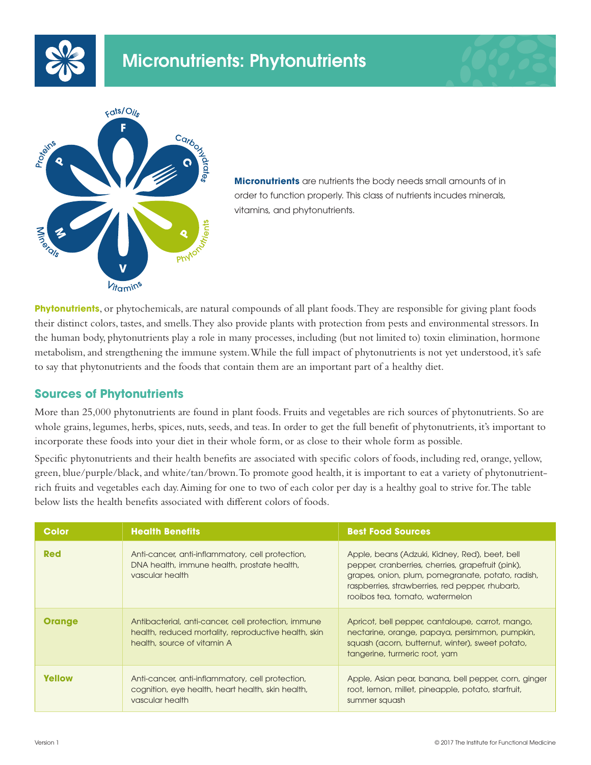# Micronutrients: Phytonutrients

Fats/Oils
F
Carbohydrates
C
Phytonutrients
P
Vitamins
V
Minerals
M
Proteins
P

**Micronutrients** are nutrients the body needs small amounts of in order to function properly. This class of nutrients incudes minerals, vitamins, and phytonutrients.

**Phytonutrients**, or phytochemicals, are natural compounds of all plant foods. They are responsible for giving plant foods their distinct colors, tastes, and smells. They also provide plants with protection from pests and environmental stressors. In the human body, phytonutrients play a role in many processes, including (but not limited to) toxin elimination, hormone metabolism, and strengthening the immune system. While the full impact of phytonutrients is not yet understood, it's safe to say that phytonutrients and the foods that contain them are an important part of a healthy diet.

## Sources of Phytonutrients

More than 25,000 phytonutrients are found in plant foods. Fruits and vegetables are rich sources of phytonutrients. So are whole grains, legumes, herbs, spices, nuts, seeds, and teas. In order to get the full benefit of phytonutrients, it's important to incorporate these foods into your diet in their whole form, or as close to their whole form as possible.

Specific phytonutrients and their health benefits are associated with specific colors of foods, including red, orange, yellow, green, blue/purple/black, and white/tan/brown. To promote good health, it is important to eat a variety of phytonutrient-rich fruits and vegetables each day. Aiming for one to two of each color per day is a healthy goal to strive for. The table below lists the health benefits associated with different colors of foods.

| Color | Health Benefits | Best Food Sources |
|---|---|---|
| **Red** | Anti-cancer, anti-inflammatory, cell protection, DNA health, immune health, prostate health, vascular health | Apple, beans (Adzuki, Kidney, Red), beet, bell pepper, cranberries, cherries, grapefruit (pink), grapes, onion, plum, pomegranate, potato, radish, raspberries, strawberries, red pepper, rhubarb, rooibos tea, tomato, watermelon |
| **Orange** | Antibacterial, anti-cancer, cell protection, immune health, reduced mortality, reproductive health, skin health, source of vitamin A | Apricot, bell pepper, cantaloupe, carrot, mango, nectarine, orange, papaya, persimmon, pumpkin, squash (acorn, butternut, winter), sweet potato, tangerine, turmeric root, yam |
| **Yellow** | Anti-cancer, anti-inflammatory, cell protection, cognition, eye health, heart health, skin health, vascular health | Apple, Asian pear, banana, bell pepper, corn, ginger root, lemon, millet, pineapple, potato, starfruit, summer squash |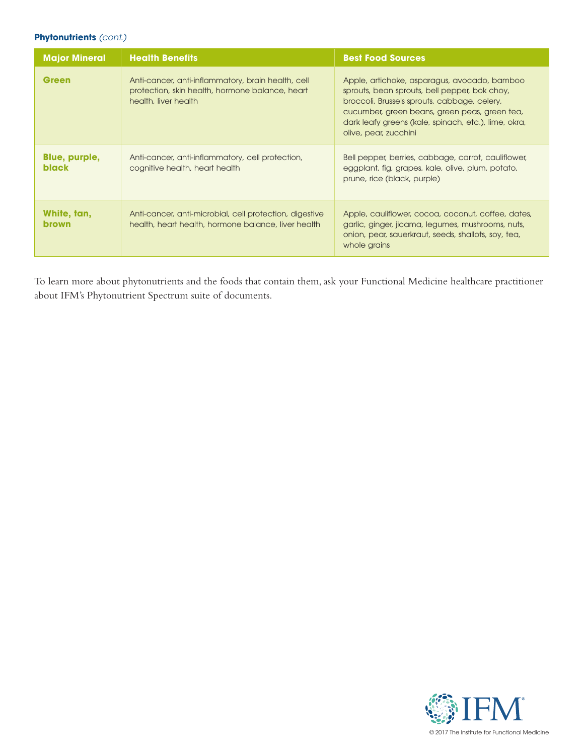**Phytonutrients** *(cont.)*

| Major Mineral | Health Benefits | Best Food Sources |
|---|---|---|
| **Green** | Anti-cancer, anti-inflammatory, brain health, cell protection, skin health, hormone balance, heart health, liver health | Apple, artichoke, asparagus, avocado, bamboo sprouts, bean sprouts, bell pepper, bok choy, broccoli, Brussels sprouts, cabbage, celery, cucumber, green beans, green peas, green tea, dark leafy greens (kale, spinach, etc.), lime, okra, olive, pear, zucchini |
| **Blue, purple, black** | Anti-cancer, anti-inflammatory, cell protection, cognitive health, heart health | Bell pepper, berries, cabbage, carrot, cauliflower, eggplant, fig, grapes, kale, olive, plum, potato, prune, rice (black, purple) |
| **White, tan, brown** | Anti-cancer, anti-microbial, cell protection, digestive health, heart health, hormone balance, liver health | Apple, cauliflower, cocoa, coconut, coffee, dates, garlic, ginger, jicama, legumes, mushrooms, nuts, onion, pear, sauerkraut, seeds, shallots, soy, tea, whole grains |

To learn more about phytonutrients and the foods that contain them, ask your Functional Medicine healthcare practitioner about IFM's Phytonutrient Spectrum suite of documents.

IFM®

© 2017 The Institute for Functional Medicine